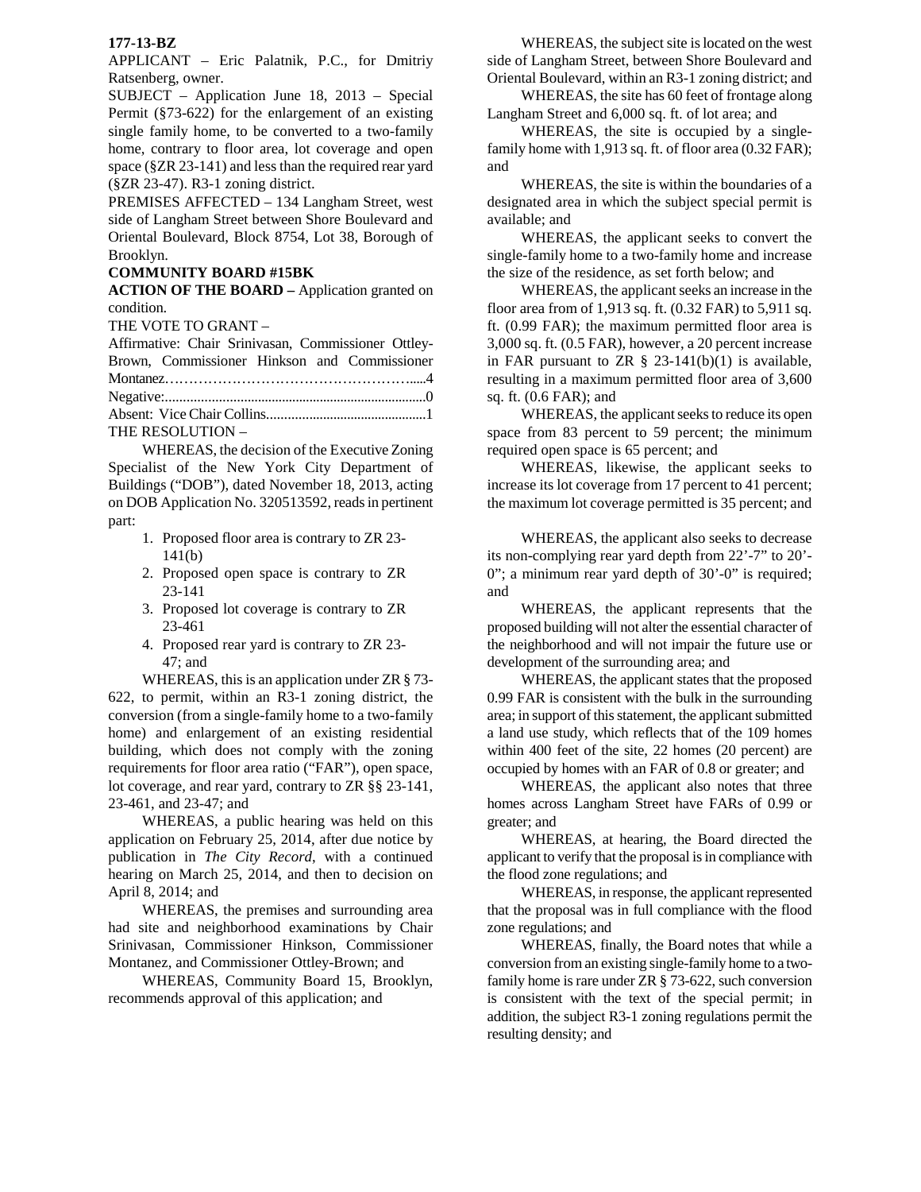**177-13-BZ**

APPLICANT – Eric Palatnik, P.C., for Dmitriy Ratsenberg, owner.

SUBJECT – Application June 18, 2013 – Special Permit (§73-622) for the enlargement of an existing single family home, to be converted to a two-family home, contrary to floor area, lot coverage and open space (§ZR 23-141) and less than the required rear yard (§ZR 23-47). R3-1 zoning district.

PREMISES AFFECTED – 134 Langham Street, west side of Langham Street between Shore Boulevard and Oriental Boulevard, Block 8754, Lot 38, Borough of Brooklyn.

**COMMUNITY BOARD #15BK**

**ACTION OF THE BOARD –** Application granted on condition.

THE VOTE TO GRANT –

Affirmative: Chair Srinivasan, Commissioner Ottley-Brown, Commissioner Hinkson and Commissioner Montanez……………………………………………....4

Negative:..........................................................................0

Absent: Vice Chair Collins.............................................1

THE RESOLUTION –

WHEREAS, the decision of the Executive Zoning Specialist of the New York City Department of Buildings ("DOB"), dated November 18, 2013, acting on DOB Application No. 320513592, reads in pertinent part:

1. Proposed floor area is contrary to ZR 23-141(b)
2. Proposed open space is contrary to ZR 23-141
3. Proposed lot coverage is contrary to ZR 23-461
4. Proposed rear yard is contrary to ZR 23-47; and

WHEREAS, this is an application under ZR § 73-622, to permit, within an R3-1 zoning district, the conversion (from a single-family home to a two-family home) and enlargement of an existing residential building, which does not comply with the zoning requirements for floor area ratio ("FAR"), open space, lot coverage, and rear yard, contrary to ZR §§ 23-141, 23-461, and 23-47; and

WHEREAS, a public hearing was held on this application on February 25, 2014, after due notice by publication in *The City Record*, with a continued hearing on March 25, 2014, and then to decision on April 8, 2014; and

WHEREAS, the premises and surrounding area had site and neighborhood examinations by Chair Srinivasan, Commissioner Hinkson, Commissioner Montanez, and Commissioner Ottley-Brown; and

WHEREAS, Community Board 15, Brooklyn, recommends approval of this application; and

WHEREAS, the subject site is located on the west side of Langham Street, between Shore Boulevard and Oriental Boulevard, within an R3-1 zoning district; and

WHEREAS, the site has 60 feet of frontage along Langham Street and 6,000 sq. ft. of lot area; and

WHEREAS, the site is occupied by a single-family home with 1,913 sq. ft. of floor area (0.32 FAR); and

WHEREAS, the site is within the boundaries of a designated area in which the subject special permit is available; and

WHEREAS, the applicant seeks to convert the single-family home to a two-family home and increase the size of the residence, as set forth below; and

WHEREAS, the applicant seeks an increase in the floor area from of 1,913 sq. ft. (0.32 FAR) to 5,911 sq. ft. (0.99 FAR); the maximum permitted floor area is 3,000 sq. ft. (0.5 FAR), however, a 20 percent increase in FAR pursuant to ZR § 23-141(b)(1) is available, resulting in a maximum permitted floor area of 3,600 sq. ft. (0.6 FAR); and

WHEREAS, the applicant seeks to reduce its open space from 83 percent to 59 percent; the minimum required open space is 65 percent; and

WHEREAS, likewise, the applicant seeks to increase its lot coverage from 17 percent to 41 percent; the maximum lot coverage permitted is 35 percent; and

WHEREAS, the applicant also seeks to decrease its non-complying rear yard depth from 22'-7" to 20'-0"; a minimum rear yard depth of 30'-0" is required; and

WHEREAS, the applicant represents that the proposed building will not alter the essential character of the neighborhood and will not impair the future use or development of the surrounding area; and

WHEREAS, the applicant states that the proposed 0.99 FAR is consistent with the bulk in the surrounding area; in support of this statement, the applicant submitted a land use study, which reflects that of the 109 homes within 400 feet of the site, 22 homes (20 percent) are occupied by homes with an FAR of 0.8 or greater; and

WHEREAS, the applicant also notes that three homes across Langham Street have FARs of 0.99 or greater; and

WHEREAS, at hearing, the Board directed the applicant to verify that the proposal is in compliance with the flood zone regulations; and

WHEREAS, in response, the applicant represented that the proposal was in full compliance with the flood zone regulations; and

WHEREAS, finally, the Board notes that while a conversion from an existing single-family home to a two-family home is rare under ZR § 73-622, such conversion is consistent with the text of the special permit; in addition, the subject R3-1 zoning regulations permit the resulting density; and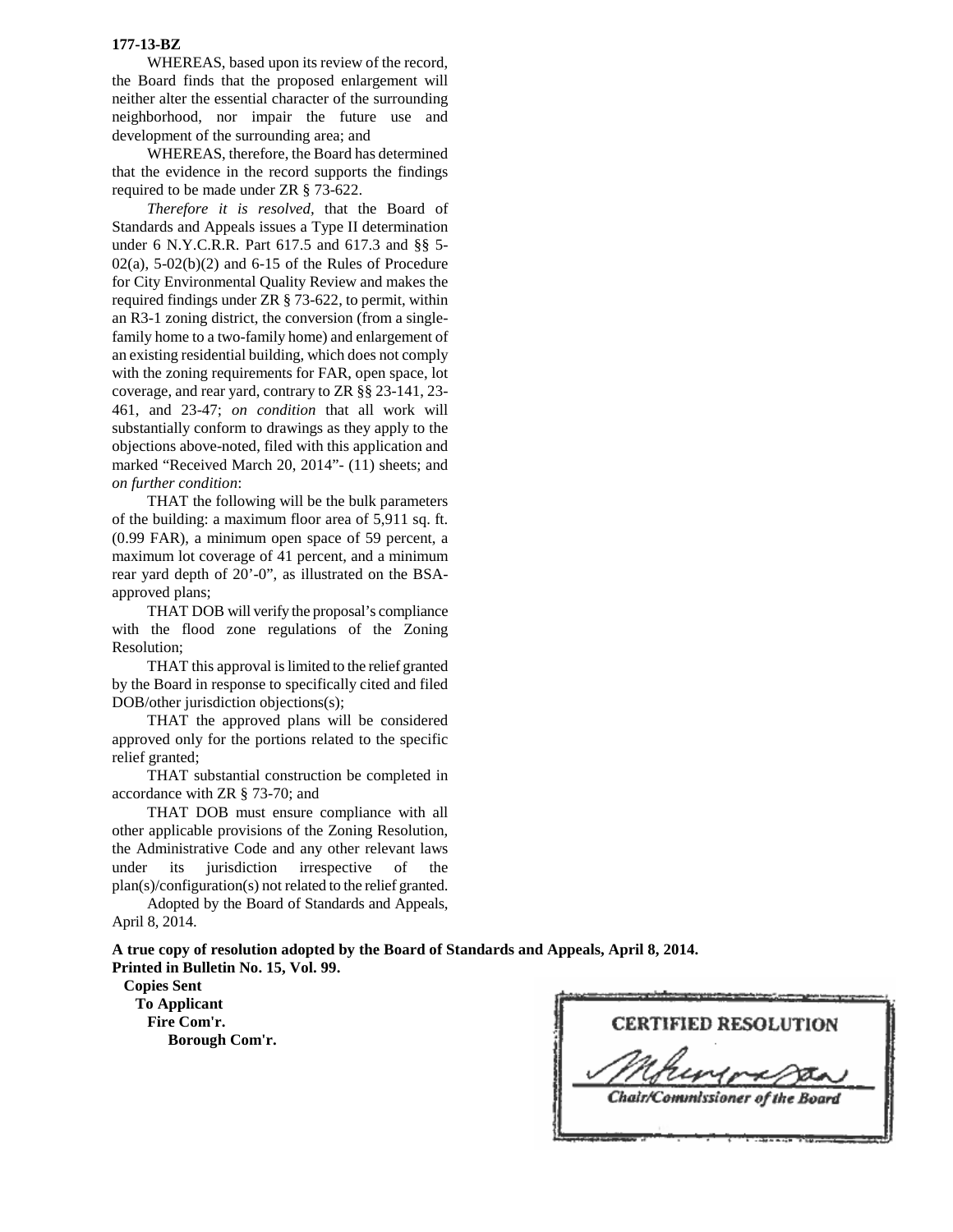**177-13-BZ**

WHEREAS, based upon its review of the record, the Board finds that the proposed enlargement will neither alter the essential character of the surrounding neighborhood, nor impair the future use and development of the surrounding area; and

WHEREAS, therefore, the Board has determined that the evidence in the record supports the findings required to be made under ZR § 73-622.

*Therefore it is resolved,* that the Board of Standards and Appeals issues a Type II determination under 6 N.Y.C.R.R. Part 617.5 and 617.3 and §§ 5-02(a), 5-02(b)(2) and 6-15 of the Rules of Procedure for City Environmental Quality Review and makes the required findings under ZR § 73-622, to permit, within an R3-1 zoning district, the conversion (from a single-family home to a two-family home) and enlargement of an existing residential building, which does not comply with the zoning requirements for FAR, open space, lot coverage, and rear yard, contrary to ZR §§ 23-141, 23-461, and 23-47; *on condition* that all work will substantially conform to drawings as they apply to the objections above-noted, filed with this application and marked "Received March 20, 2014"- (11) sheets; and *on further condition*:

THAT the following will be the bulk parameters of the building: a maximum floor area of 5,911 sq. ft. (0.99 FAR), a minimum open space of 59 percent, a maximum lot coverage of 41 percent, and a minimum rear yard depth of 20'-0", as illustrated on the BSA-approved plans;

THAT DOB will verify the proposal's compliance with the flood zone regulations of the Zoning Resolution;

THAT this approval is limited to the relief granted by the Board in response to specifically cited and filed DOB/other jurisdiction objections(s);

THAT the approved plans will be considered approved only for the portions related to the specific relief granted;

THAT substantial construction be completed in accordance with ZR § 73-70; and

THAT DOB must ensure compliance with all other applicable provisions of the Zoning Resolution, the Administrative Code and any other relevant laws under its jurisdiction irrespective of the plan(s)/configuration(s) not related to the relief granted.

Adopted by the Board of Standards and Appeals, April 8, 2014.

**A true copy of resolution adopted by the Board of Standards and Appeals, April 8, 2014.**
**Printed in Bulletin No. 15, Vol. 99.**

**Copies Sent**
**To Applicant**
**Fire Com'r.**
**Borough Com'r.**

**CERTIFIED RESOLUTION**

*Chair/Commissioner of the Board*